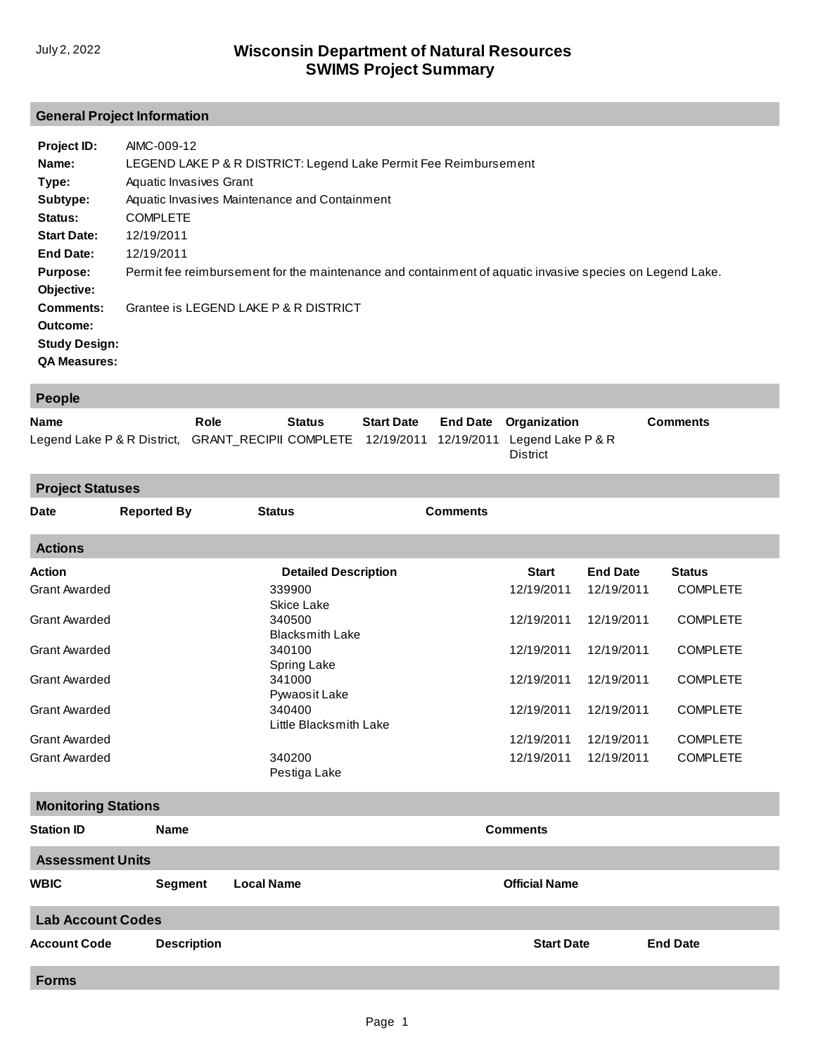# Wisconsin Department of Natural Resources
# SWIMS Project Summary

July 2, 2022

## General Project Information

**Project ID:** AIMC-009-12

**Name:** LEGEND LAKE P & R DISTRICT: Legend Lake Permit Fee Reimbursement

**Type:** Aquatic Invasives Grant

**Subtype:** Aquatic Invasives Maintenance and Containment

**Status:** COMPLETE

**Start Date:** 12/19/2011

**End Date:** 12/19/2011

**Purpose:** Permit fee reimbursement for the maintenance and containment of aquatic invasive species on Legend Lake.

**Objective:**

**Comments:** Grantee is LEGEND LAKE P & R DISTRICT

**Outcome:**

**Study Design:**

**QA Measures:**

## People

| Name | Role | Status | Start Date | End Date | Organization | Comments |
|---|---|---|---|---|---|---|
| Legend Lake P & R District, | GRANT_RECIPII | COMPLETE | 12/19/2011 | 12/19/2011 | Legend Lake P & R District | |

## Project Statuses

| Date | Reported By | Status | Comments |
|---|---|---|---|

## Actions

| Action | Detailed Description | Start | End Date | Status |
|---|---|---|---|---|
| Grant Awarded | 339900 Skice Lake | 12/19/2011 | 12/19/2011 | COMPLETE |
| Grant Awarded | 340500 Blacksmith Lake | 12/19/2011 | 12/19/2011 | COMPLETE |
| Grant Awarded | 340100 Spring Lake | 12/19/2011 | 12/19/2011 | COMPLETE |
| Grant Awarded | 341000 Pywaosit Lake | 12/19/2011 | 12/19/2011 | COMPLETE |
| Grant Awarded | 340400 Little Blacksmith Lake | 12/19/2011 | 12/19/2011 | COMPLETE |
| Grant Awarded | | 12/19/2011 | 12/19/2011 | COMPLETE |
| Grant Awarded | 340200 Pestiga Lake | 12/19/2011 | 12/19/2011 | COMPLETE |

## Monitoring Stations

| Station ID | Name | Comments |
|---|---|---|

## Assessment Units

| WBIC | Segment | Local Name | Official Name |
|---|---|---|---|

## Lab Account Codes

| Account Code | Description | Start Date | End Date |
|---|---|---|---|

## Forms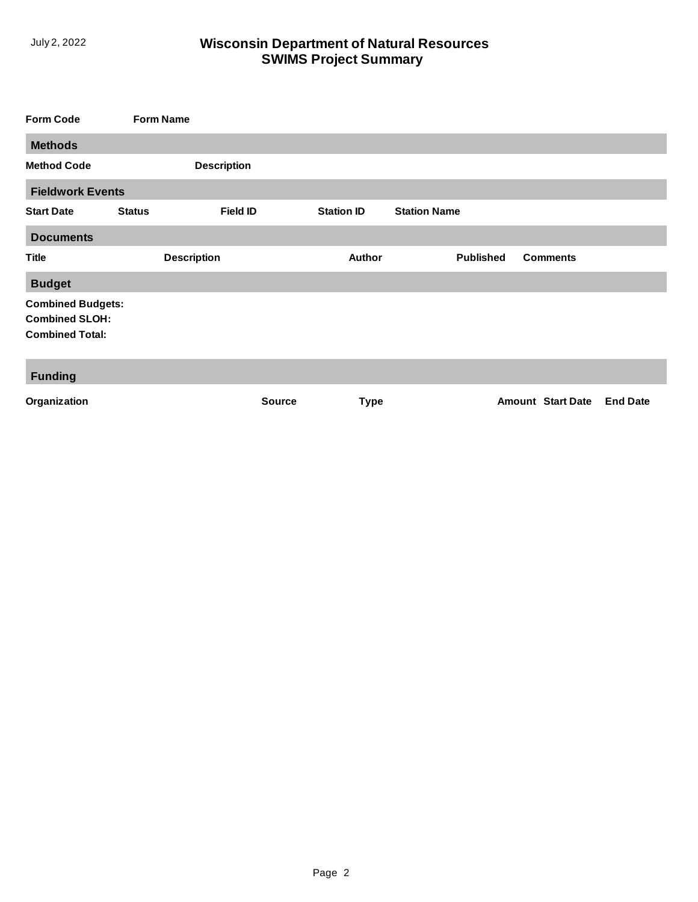| Form Code | Form Name |
|---|---|

## Methods

| Method Code | Description |
|---|---|

## Fieldwork Events

| Start Date | Status | Field ID | Station ID | Station Name |
|---|---|---|---|---|

## Documents

| Title | Description | Author | Published | Comments |
|---|---|---|---|---|

## Budget

**Combined Budgets:**
**Combined SLOH:**
**Combined Total:**

## Funding

| Organization | Source | Type | Amount | Start Date | End Date |
|---|---|---|---|---|---|